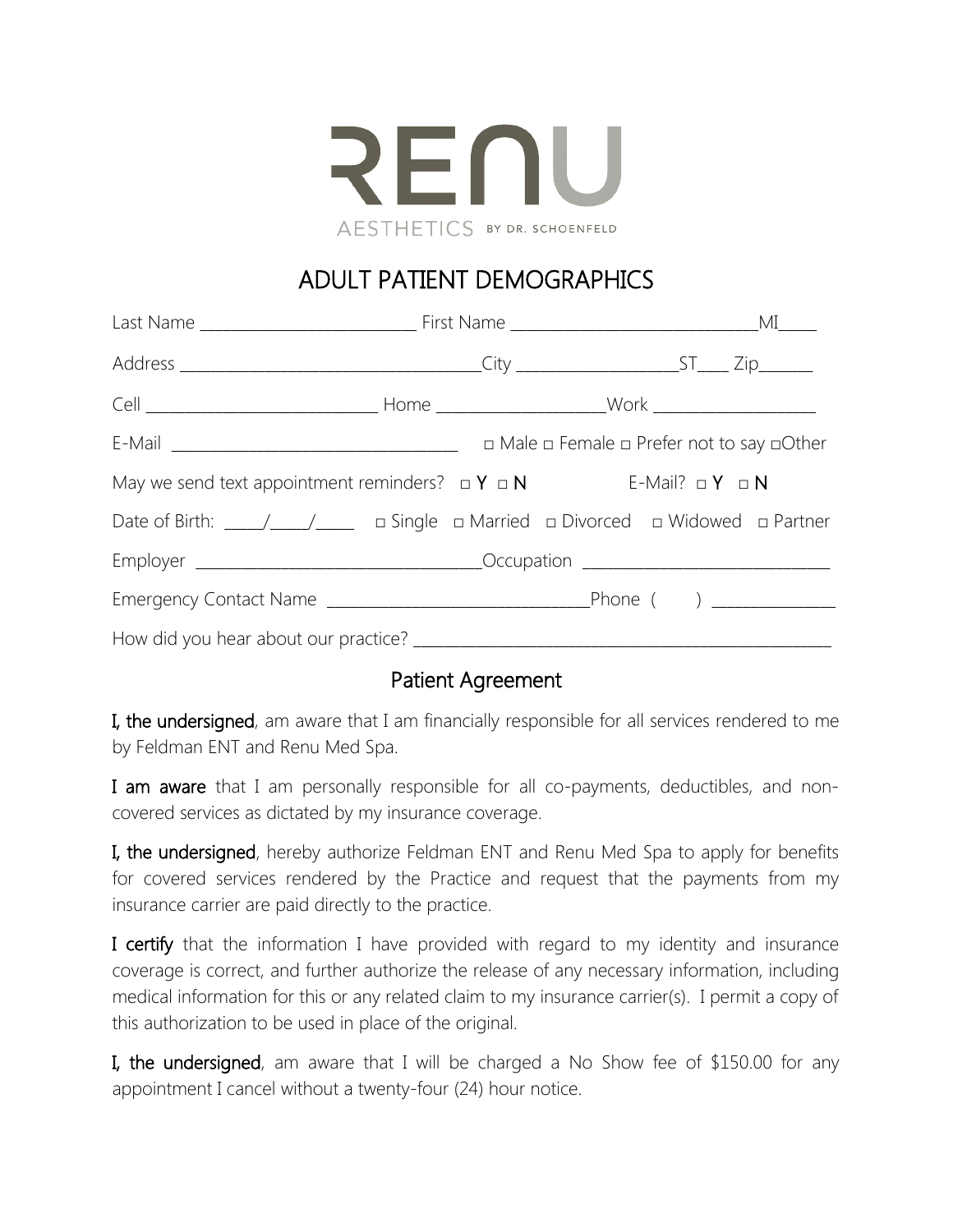RENU

AESTHETICS BY DR. SCHOENFELD

# ADULT PATIENT DEMOGRAPHICS

Last Name _________________________ First Name _____________________________ MI_____

Address ___________________________________ City __________________ ST____ Zip_______

Cell ___________________________ Home ___________________ Work ___________________

E-Mail _________________________________ □ Male □ Female □ Prefer not to say □Other

May we send text appointment reminders? □ Y □ N E-Mail? □ Y □ N

Date of Birth: _____/_____/_____ □ Single □ Married □ Divorced □ Widowed □ Partner

Employer _________________________________ Occupation _____________________________

Emergency Contact Name ______________________________ Phone ( ) _______________

How did you hear about our practice? __________________________________________________

## Patient Agreement

**I, the undersigned**, am aware that I am financially responsible for all services rendered to me by Feldman ENT and Renu Med Spa.

**I am aware** that I am personally responsible for all co-payments, deductibles, and non-covered services as dictated by my insurance coverage.

**I, the undersigned**, hereby authorize Feldman ENT and Renu Med Spa to apply for benefits for covered services rendered by the Practice and request that the payments from my insurance carrier are paid directly to the practice.

**I certify** that the information I have provided with regard to my identity and insurance coverage is correct, and further authorize the release of any necessary information, including medical information for this or any related claim to my insurance carrier(s). I permit a copy of this authorization to be used in place of the original.

**I, the undersigned**, am aware that I will be charged a No Show fee of $150.00 for any appointment I cancel without a twenty-four (24) hour notice.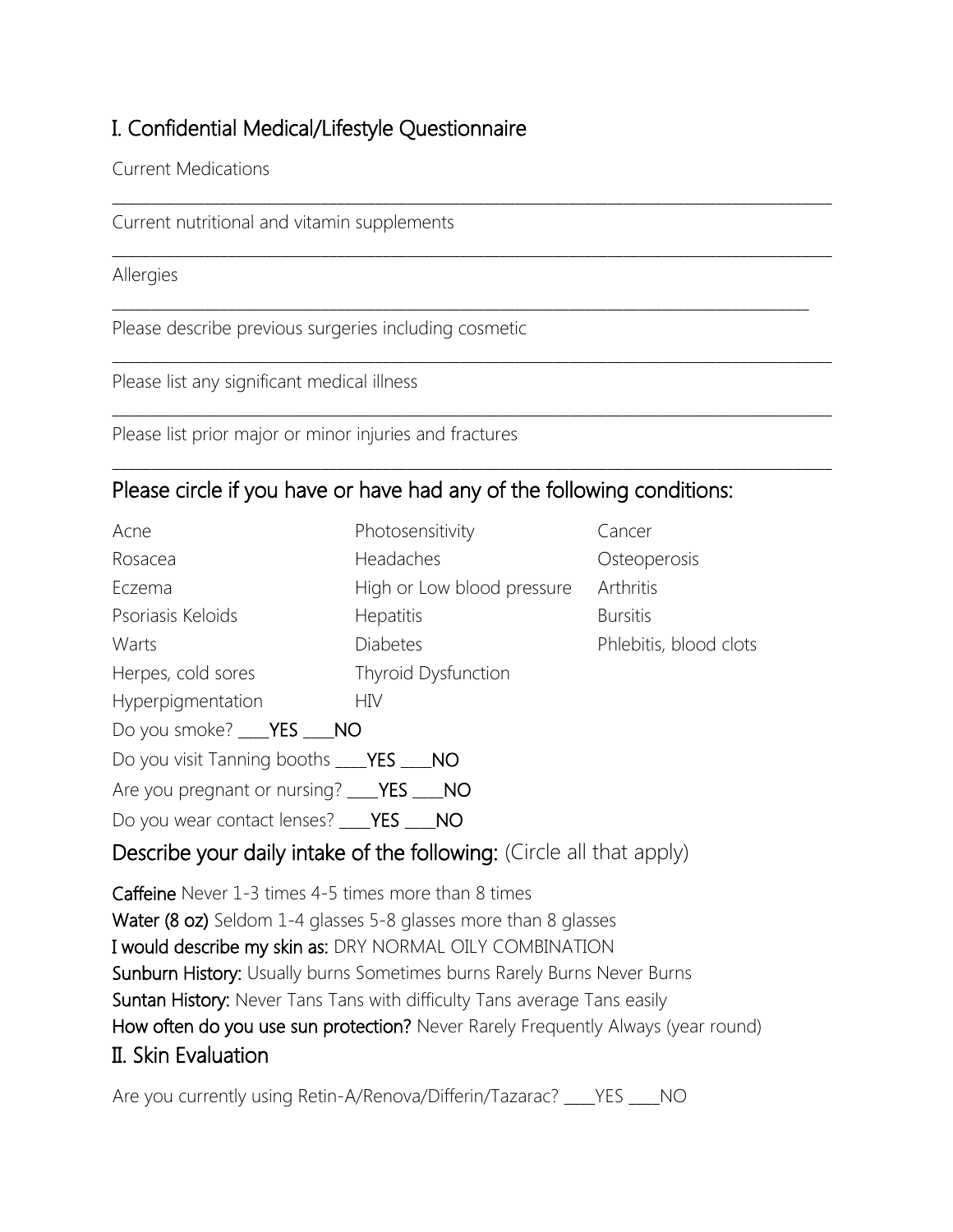## I. Confidential Medical/Lifestyle Questionnaire

Current Medications

_______________________________________________________________________________

Current nutritional and vitamin supplements

_______________________________________________________________________________

Allergies

_______________________________________________________________________________

Please describe previous surgeries including cosmetic

_______________________________________________________________________________

Please list any significant medical illness

_______________________________________________________________________________

Please list prior major or minor injuries and fractures

_______________________________________________________________________________

### Please circle if you have or have had any of the following conditions:

| | | |
|---|---|---|
| Acne | Photosensitivity | Cancer |
| Rosacea | Headaches | Osteoperosis |
| Eczema | High or Low blood pressure | Arthritis |
| Psoriasis Keloids | Hepatitis | Bursitis |
| Warts | Diabetes | Phlebitis, blood clots |
| Herpes, cold sores | Thyroid Dysfunction | |
| Hyperpigmentation | HIV | |

Do you smoke? ____**YES** ____**NO**

Do you visit Tanning booths ____**YES** ____**NO**

Are you pregnant or nursing? ____**YES** ____**NO**

Do you wear contact lenses? ____**YES** ____**NO**

### Describe your daily intake of the following: (Circle all that apply)

**Caffeine** Never 1-3 times 4-5 times more than 8 times
**Water (8 oz)** Seldom 1-4 glasses 5-8 glasses more than 8 glasses
**I would describe my skin as:** DRY NORMAL OILY COMBINATION
**Sunburn History:** Usually burns Sometimes burns Rarely Burns Never Burns
**Suntan History:** Never Tans Tans with difficulty Tans average Tans easily
**How often do you use sun protection?** Never Rarely Frequently Always (year round)

## II. Skin Evaluation

Are you currently using Retin-A/Renova/Differin/Tazarac? ____YES ____NO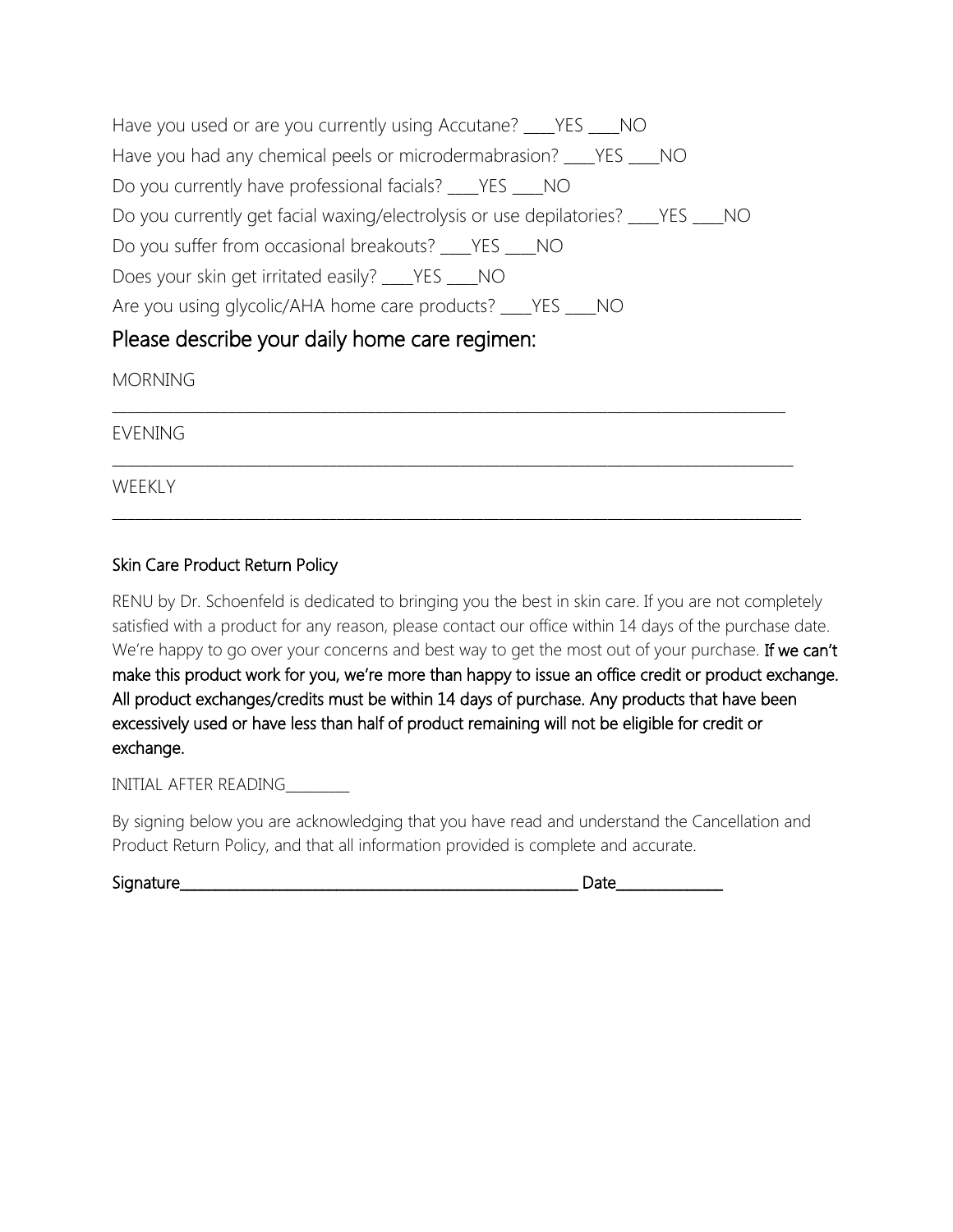Have you used or are you currently using Accutane? ____YES ____NO

Have you had any chemical peels or microdermabrasion? ____YES ____NO

Do you currently have professional facials? ____YES ____NO

Do you currently get facial waxing/electrolysis or use depilatories? ____YES ____NO

Do you suffer from occasional breakouts? ____YES ____NO

Does your skin get irritated easily? ____YES ____NO

Are you using glycolic/AHA home care products? ____YES ____NO

## Please describe your daily home care regimen:

MORNING

______________________________________________________________________________

EVENING

______________________________________________________________________________

WEEKLY

______________________________________________________________________________

### Skin Care Product Return Policy

RENU by Dr. Schoenfeld is dedicated to bringing you the best in skin care. If you are not completely satisfied with a product for any reason, please contact our office within 14 days of the purchase date. We're happy to go over your concerns and best way to get the most out of your purchase. **If we can't make this product work for you, we're more than happy to issue an office credit or product exchange. All product exchanges/credits must be within 14 days of purchase. Any products that have been excessively used or have less than half of product remaining will not be eligible for credit or exchange.**

INITIAL AFTER READING_________

By signing below you are acknowledging that you have read and understand the Cancellation and Product Return Policy, and that all information provided is complete and accurate.

Signature_____________________________________________________ Date______________